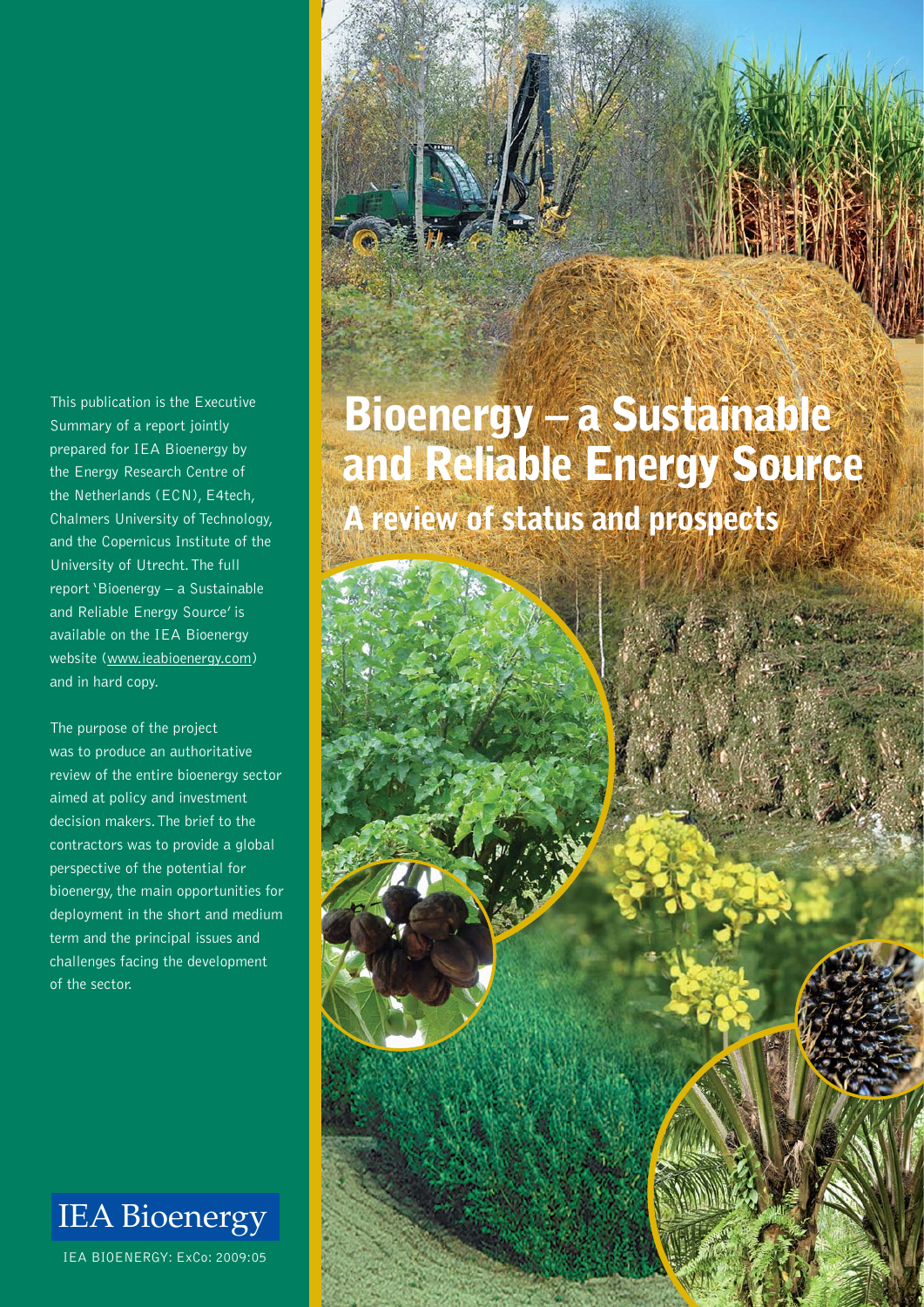# Bioenergy – a Sustainable and Reliable Energy Source

## A review of status and prospects

This publication is the Executive Summary of a report jointly prepared for IEA Bioenergy by the Energy Research Centre of the Netherlands (ECN), E4tech, Chalmers University of Technology, and the Copernicus Institute of the University of Utrecht. The full report 'Bioenergy – a Sustainable and Reliable Energy Source' is available on the IEA Bioenergy website (www.ieabioenergy.com) and in hard copy.

The purpose of the project was to produce an authoritative review of the entire bioenergy sector aimed at policy and investment decision makers. The brief to the contractors was to provide a global perspective of the potential for bioenergy, the main opportunities for deployment in the short and medium term and the principal issues and challenges facing the development of the sector.

IEA Bioenergy

IEA BIOENERGY: ExCo: 2009:05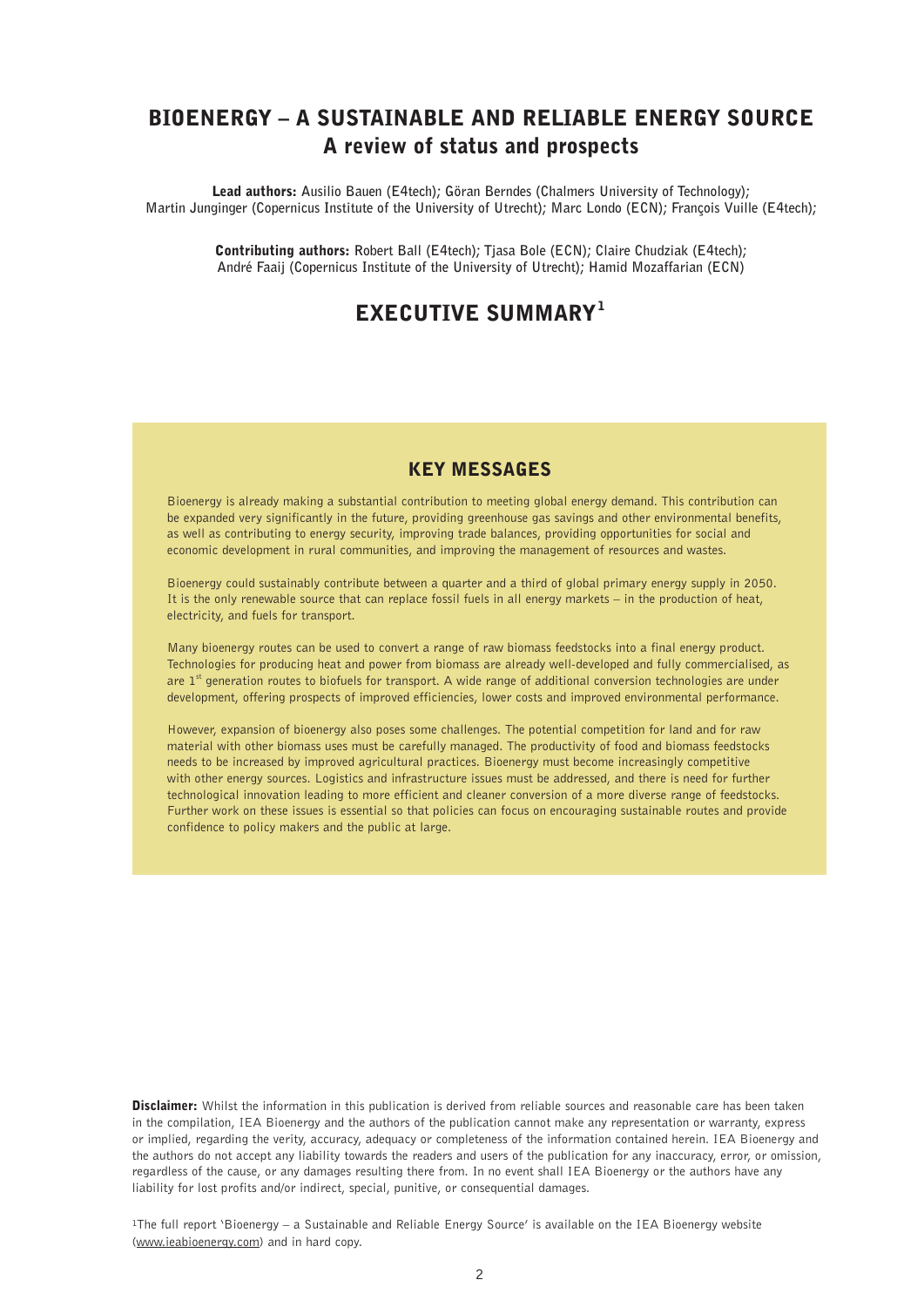# BIOENERGY – A SUSTAINABLE AND RELIABLE ENERGY SOURCE
## A review of status and prospects

**Lead authors:** Ausilio Bauen (E4tech); Göran Berndes (Chalmers University of Technology); Martin Junginger (Copernicus Institute of the University of Utrecht); Marc Londo (ECN); François Vuille (E4tech);

**Contributing authors:** Robert Ball (E4tech); Tjasa Bole (ECN); Claire Chudziak (E4tech); André Faaij (Copernicus Institute of the University of Utrecht); Hamid Mozaffarian (ECN)

# EXECUTIVE SUMMARY[1]

## KEY MESSAGES

Bioenergy is already making a substantial contribution to meeting global energy demand. This contribution can be expanded very significantly in the future, providing greenhouse gas savings and other environmental benefits, as well as contributing to energy security, improving trade balances, providing opportunities for social and economic development in rural communities, and improving the management of resources and wastes.

Bioenergy could sustainably contribute between a quarter and a third of global primary energy supply in 2050. It is the only renewable source that can replace fossil fuels in all energy markets – in the production of heat, electricity, and fuels for transport.

Many bioenergy routes can be used to convert a range of raw biomass feedstocks into a final energy product. Technologies for producing heat and power from biomass are already well-developed and fully commercialised, as are 1st generation routes to biofuels for transport. A wide range of additional conversion technologies are under development, offering prospects of improved efficiencies, lower costs and improved environmental performance.

However, expansion of bioenergy also poses some challenges. The potential competition for land and for raw material with other biomass uses must be carefully managed. The productivity of food and biomass feedstocks needs to be increased by improved agricultural practices. Bioenergy must become increasingly competitive with other energy sources. Logistics and infrastructure issues must be addressed, and there is need for further technological innovation leading to more efficient and cleaner conversion of a more diverse range of feedstocks. Further work on these issues is essential so that policies can focus on encouraging sustainable routes and provide confidence to policy makers and the public at large.

**Disclaimer:** Whilst the information in this publication is derived from reliable sources and reasonable care has been taken in the compilation, IEA Bioenergy and the authors of the publication cannot make any representation or warranty, express or implied, regarding the verity, accuracy, adequacy or completeness of the information contained herein. IEA Bioenergy and the authors do not accept any liability towards the readers and users of the publication for any inaccuracy, error, or omission, regardless of the cause, or any damages resulting there from. In no event shall IEA Bioenergy or the authors have any liability for lost profits and/or indirect, special, punitive, or consequential damages.

[1] The full report 'Bioenergy – a Sustainable and Reliable Energy Source' is available on the IEA Bioenergy website (www.ieabioenergy.com) and in hard copy.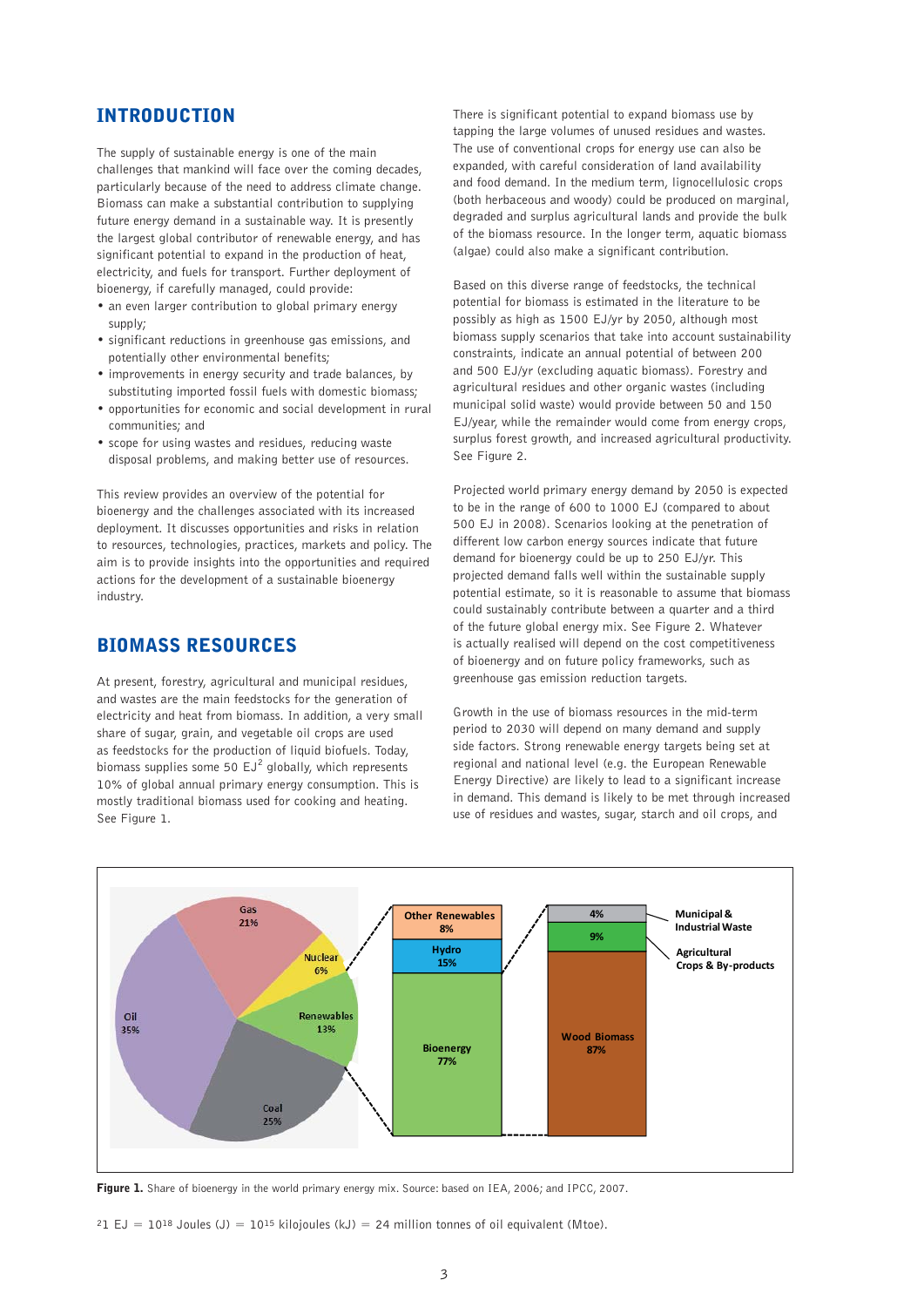## INTRODUCTION

The supply of sustainable energy is one of the main challenges that mankind will face over the coming decades, particularly because of the need to address climate change. Biomass can make a substantial contribution to supplying future energy demand in a sustainable way. It is presently the largest global contributor of renewable energy, and has significant potential to expand in the production of heat, electricity, and fuels for transport. Further deployment of bioenergy, if carefully managed, could provide:

- an even larger contribution to global primary energy supply;
- significant reductions in greenhouse gas emissions, and potentially other environmental benefits;
- improvements in energy security and trade balances, by substituting imported fossil fuels with domestic biomass;
- opportunities for economic and social development in rural communities; and
- scope for using wastes and residues, reducing waste disposal problems, and making better use of resources.

This review provides an overview of the potential for bioenergy and the challenges associated with its increased deployment. It discusses opportunities and risks in relation to resources, technologies, practices, markets and policy. The aim is to provide insights into the opportunities and required actions for the development of a sustainable bioenergy industry.

## BIOMASS RESOURCES

At present, forestry, agricultural and municipal residues, and wastes are the main feedstocks for the generation of electricity and heat from biomass. In addition, a very small share of sugar, grain, and vegetable oil crops are used as feedstocks for the production of liquid biofuels. Today, biomass supplies some 50 EJ[2] globally, which represents 10% of global annual primary energy consumption. This is mostly traditional biomass used for cooking and heating. See Figure 1.

There is significant potential to expand biomass use by tapping the large volumes of unused residues and wastes. The use of conventional crops for energy use can also be expanded, with careful consideration of land availability and food demand. In the medium term, lignocellulosic crops (both herbaceous and woody) could be produced on marginal, degraded and surplus agricultural lands and provide the bulk of the biomass resource. In the longer term, aquatic biomass (algae) could also make a significant contribution.

Based on this diverse range of feedstocks, the technical potential for biomass is estimated in the literature to be possibly as high as 1500 EJ/yr by 2050, although most biomass supply scenarios that take into account sustainability constraints, indicate an annual potential of between 200 and 500 EJ/yr (excluding aquatic biomass). Forestry and agricultural residues and other organic wastes (including municipal solid waste) would provide between 50 and 150 EJ/year, while the remainder would come from energy crops, surplus forest growth, and increased agricultural productivity. See Figure 2.

Projected world primary energy demand by 2050 is expected to be in the range of 600 to 1000 EJ (compared to about 500 EJ in 2008). Scenarios looking at the penetration of different low carbon energy sources indicate that future demand for bioenergy could be up to 250 EJ/yr. This projected demand falls well within the sustainable supply potential estimate, so it is reasonable to assume that biomass could sustainably contribute between a quarter and a third of the future global energy mix. See Figure 2. Whatever is actually realised will depend on the cost competitiveness of bioenergy and on future policy frameworks, such as greenhouse gas emission reduction targets.

Growth in the use of biomass resources in the mid-term period to 2030 will depend on many demand and supply side factors. Strong renewable energy targets being set at regional and national level (e.g. the European Renewable Energy Directive) are likely to lead to a significant increase in demand. This demand is likely to be met through increased use of residues and wastes, sugar, starch and oil crops, and

**Figure 1.** Share of bioenergy in the world primary energy mix. Source: based on IEA, 2006; and IPCC, 2007.

[2] 1 EJ = $10^{18}$ Joules (J) = $10^{15}$ kilojoules (kJ) = 24 million tonnes of oil equivalent (Mtoe).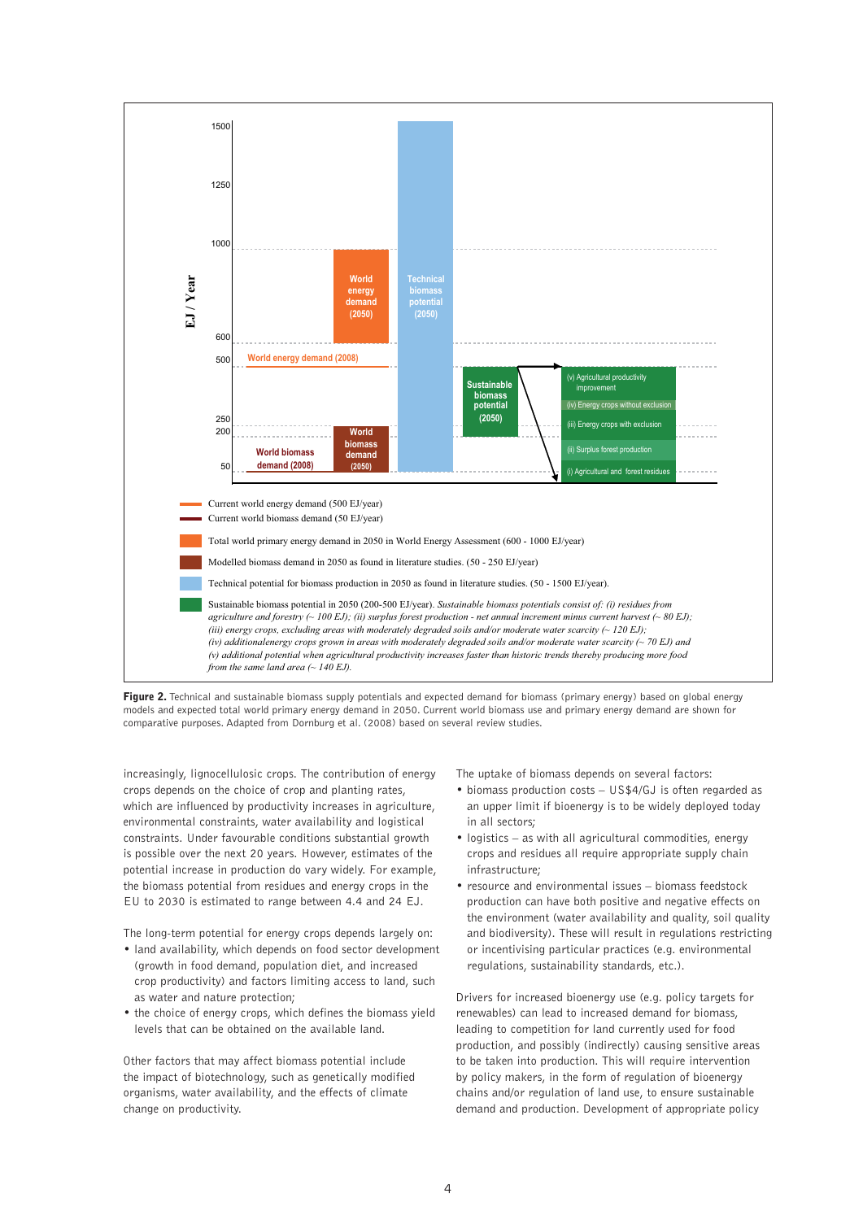Current world energy demand (500 EJ/year)

Current world biomass demand (50 EJ/year)

Total world primary energy demand in 2050 in World Energy Assessment (600 - 1000 EJ/year)

Modelled biomass demand in 2050 as found in literature studies. (50 - 250 EJ/year)

Technical potential for biomass production in 2050 as found in literature studies. (50 - 1500 EJ/year).

Sustainable biomass potential in 2050 (200-500 EJ/year). *Sustainable biomass potentials consist of: (i) residues from agriculture and forestry (~ 100 EJ); (ii) surplus forest production - net annual increment minus current harvest (~ 80 EJ); (iii) energy crops, excluding areas with moderately degraded soils and/or moderate water scarcity (~ 120 EJ); (iv) additionalenergy crops grown in areas with moderately degraded soils and/or moderate water scarcity (~ 70 EJ) and (v) additional potential when agricultural productivity increases faster than historic trends thereby producing more food from the same land area (~ 140 EJ).*

**Figure 2.** Technical and sustainable biomass supply potentials and expected demand for biomass (primary energy) based on global energy models and expected total world primary energy demand in 2050. Current world biomass use and primary energy demand are shown for comparative purposes. Adapted from Dornburg et al. (2008) based on several review studies.

increasingly, lignocellulosic crops. The contribution of energy crops depends on the choice of crop and planting rates, which are influenced by productivity increases in agriculture, environmental constraints, water availability and logistical constraints. Under favourable conditions substantial growth is possible over the next 20 years. However, estimates of the potential increase in production do vary widely. For example, the biomass potential from residues and energy crops in the EU to 2030 is estimated to range between 4.4 and 24 EJ.

The long-term potential for energy crops depends largely on:

- land availability, which depends on food sector development (growth in food demand, population diet, and increased crop productivity) and factors limiting access to land, such as water and nature protection;
- the choice of energy crops, which defines the biomass yield levels that can be obtained on the available land.

Other factors that may affect biomass potential include the impact of biotechnology, such as genetically modified organisms, water availability, and the effects of climate change on productivity.

The uptake of biomass depends on several factors:

- biomass production costs – US$4/GJ is often regarded as an upper limit if bioenergy is to be widely deployed today in all sectors;
- logistics – as with all agricultural commodities, energy crops and residues all require appropriate supply chain infrastructure;
- resource and environmental issues – biomass feedstock production can have both positive and negative effects on the environment (water availability and quality, soil quality and biodiversity). These will result in regulations restricting or incentivising particular practices (e.g. environmental regulations, sustainability standards, etc.).

Drivers for increased bioenergy use (e.g. policy targets for renewables) can lead to increased demand for biomass, leading to competition for land currently used for food production, and possibly (indirectly) causing sensitive areas to be taken into production. This will require intervention by policy makers, in the form of regulation of bioenergy chains and/or regulation of land use, to ensure sustainable demand and production. Development of appropriate policy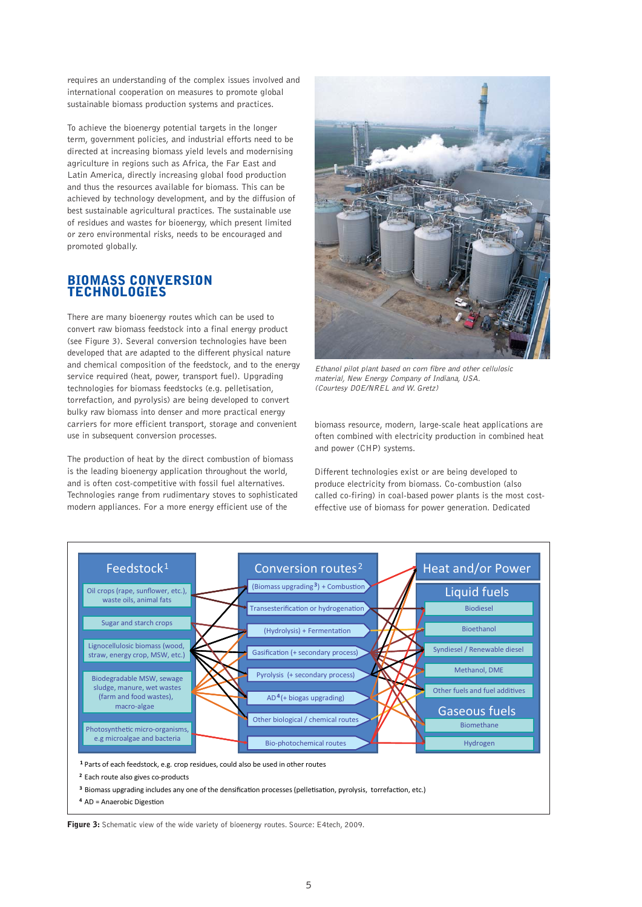requires an understanding of the complex issues involved and international cooperation on measures to promote global sustainable biomass production systems and practices.

To achieve the bioenergy potential targets in the longer term, government policies, and industrial efforts need to be directed at increasing biomass yield levels and modernising agriculture in regions such as Africa, the Far East and Latin America, directly increasing global food production and thus the resources available for biomass. This can be achieved by technology development, and by the diffusion of best sustainable agricultural practices. The sustainable use of residues and wastes for bioenergy, which present limited or zero environmental risks, needs to be encouraged and promoted globally.

## BIOMASS CONVERSION TECHNOLOGIES

There are many bioenergy routes which can be used to convert raw biomass feedstock into a final energy product (see Figure 3). Several conversion technologies have been developed that are adapted to the different physical nature and chemical composition of the feedstock, and to the energy service required (heat, power, transport fuel). Upgrading technologies for biomass feedstocks (e.g. pelletisation, torrefaction, and pyrolysis) are being developed to convert bulky raw biomass into denser and more practical energy carriers for more efficient transport, storage and convenient use in subsequent conversion processes.

The production of heat by the direct combustion of biomass is the leading bioenergy application throughout the world, and is often cost-competitive with fossil fuel alternatives. Technologies range from rudimentary stoves to sophisticated modern appliances. For a more energy efficient use of the biomass resource, modern, large-scale heat applications are often combined with electricity production in combined heat and power (CHP) systems.

*Ethanol pilot plant based on corn fibre and other cellulosic material, New Energy Company of Indiana, USA. (Courtesy DOE/NREL and W. Gretz)*

Different technologies exist or are being developed to produce electricity from biomass. Co-combustion (also called co-firing) in coal-based power plants is the most cost-effective use of biomass for power generation. Dedicated

Feedstock[1]
Oil crops (rape, sunflower, etc.), waste oils, animal fats
Sugar and starch crops
Lignocellulosic biomass (wood, straw, energy crop, MSW, etc.)
Biodegradable MSW, sewage sludge, manure, wet wastes (farm and food wastes), macro-algae
Photosynthetic micro-organisms, e.g microalgae and bacteria

Conversion routes[2]
(Biomass upgrading[3]) + Combustion
Transesterification or hydrogenation
(Hydrolysis) + Fermentation
Gasification (+ secondary process)
Pyrolysis (+ secondary process)
AD[4] (+ biogas upgrading)
Other biological / chemical routes
Bio-photochemical routes

Heat and/or Power
Liquid fuels
Biodiesel
Bioethanol
Syndiesel / Renewable diesel
Methanol, DME
Other fuels and fuel additives
Gaseous fuels
Biomethane
Hydrogen

[1] Parts of each feedstock, e.g. crop residues, could also be used in other routes
[2] Each route also gives co-products
[3] Biomass upgrading includes any one of the densification processes (pelletisation, pyrolysis, torrefaction, etc.)
[4] AD = Anaerobic Digestion

**Figure 3:** Schematic view of the wide variety of bioenergy routes. Source: E4tech, 2009.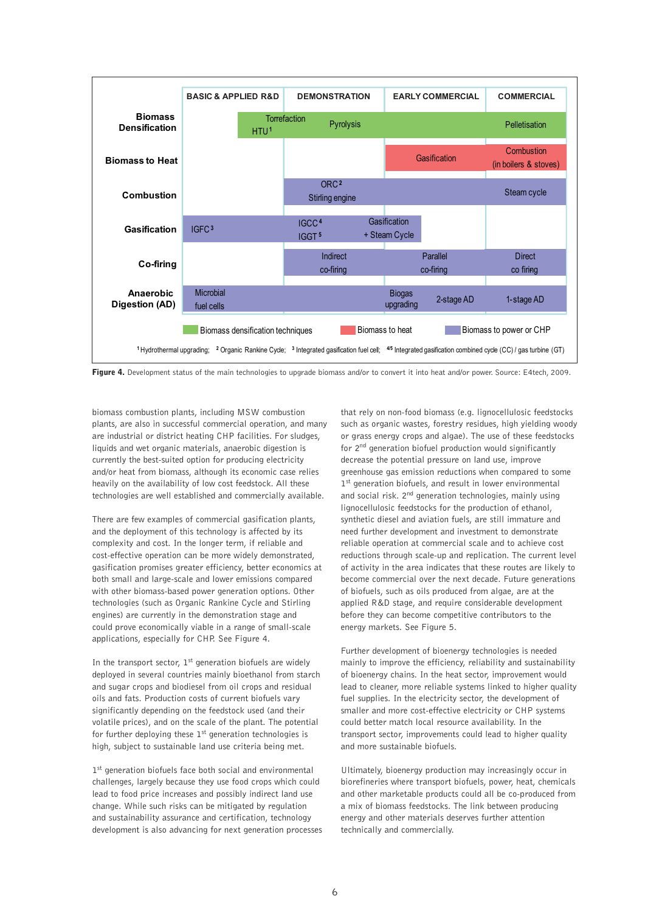BASIC & APPLIED R&D

DEMONSTRATION

EARLY COMMERCIAL

COMMERCIAL

Biomass Densification

Torrefaction

HTU[1]

Pyrolysis

Pelletisation

Biomass to Heat

Gasification

Combustion (in boilers & stoves)

Combustion

ORC[2]

Stirling engine

Steam cycle

Gasification

IGFC[3]

IGCC[4]

IGGT[5]

Gasification + Steam Cycle

Co-firing

Indirect co-firing

Parallel co-firing

Direct co firing

Anaerobic Digestion (AD)

Microbial fuel cells

Biogas upgrading

2-stage AD

1-stage AD

Biomass densification techniques

Biomass to heat

Biomass to power or CHP

[1] Hydrothermal upgrading; [2] Organic Rankine Cycle; [3] Integrated gasification fuel cell; [4/5] Integrated gasification combined cycle (CC) / gas turbine (GT)

**Figure 4.** Development status of the main technologies to upgrade biomass and/or to convert it into heat and/or power. Source: E4tech, 2009.

biomass combustion plants, including MSW combustion plants, are also in successful commercial operation, and many are industrial or district heating CHP facilities. For sludges, liquids and wet organic materials, anaerobic digestion is currently the best-suited option for producing electricity and/or heat from biomass, although its economic case relies heavily on the availability of low cost feedstock. All these technologies are well established and commercially available.

There are few examples of commercial gasification plants, and the deployment of this technology is affected by its complexity and cost. In the longer term, if reliable and cost-effective operation can be more widely demonstrated, gasification promises greater efficiency, better economics at both small and large-scale and lower emissions compared with other biomass-based power generation options. Other technologies (such as Organic Rankine Cycle and Stirling engines) are currently in the demonstration stage and could prove economically viable in a range of small-scale applications, especially for CHP. See Figure 4.

In the transport sector, 1$^{st}$ generation biofuels are widely deployed in several countries mainly bioethanol from starch and sugar crops and biodiesel from oil crops and residual oils and fats. Production costs of current biofuels vary significantly depending on the feedstock used (and their volatile prices), and on the scale of the plant. The potential for further deploying these 1$^{st}$ generation technologies is high, subject to sustainable land use criteria being met.

1$^{st}$ generation biofuels face both social and environmental challenges, largely because they use food crops which could lead to food price increases and possibly indirect land use change. While such risks can be mitigated by regulation and sustainability assurance and certification, technology development is also advancing for next generation processes that rely on non-food biomass (e.g. lignocellulosic feedstocks such as organic wastes, forestry residues, high yielding woody or grass energy crops and algae). The use of these feedstocks for 2$^{nd}$ generation biofuel production would significantly decrease the potential pressure on land use, improve greenhouse gas emission reductions when compared to some 1$^{st}$ generation biofuels, and result in lower environmental and social risk. 2$^{nd}$ generation technologies, mainly using lignocellulosic feedstocks for the production of ethanol, synthetic diesel and aviation fuels, are still immature and need further development and investment to demonstrate reliable operation at commercial scale and to achieve cost reductions through scale-up and replication. The current level of activity in the area indicates that these routes are likely to become commercial over the next decade. Future generations of biofuels, such as oils produced from algae, are at the applied R&D stage, and require considerable development before they can become competitive contributors to the energy markets. See Figure 5.

Further development of bioenergy technologies is needed mainly to improve the efficiency, reliability and sustainability of bioenergy chains. In the heat sector, improvement would lead to cleaner, more reliable systems linked to higher quality fuel supplies. In the electricity sector, the development of smaller and more cost-effective electricity or CHP systems could better match local resource availability. In the transport sector, improvements could lead to higher quality and more sustainable biofuels.

Ultimately, bioenergy production may increasingly occur in biorefineries where transport biofuels, power, heat, chemicals and other marketable products could all be co-produced from a mix of biomass feedstocks. The link between producing energy and other materials deserves further attention technically and commercially.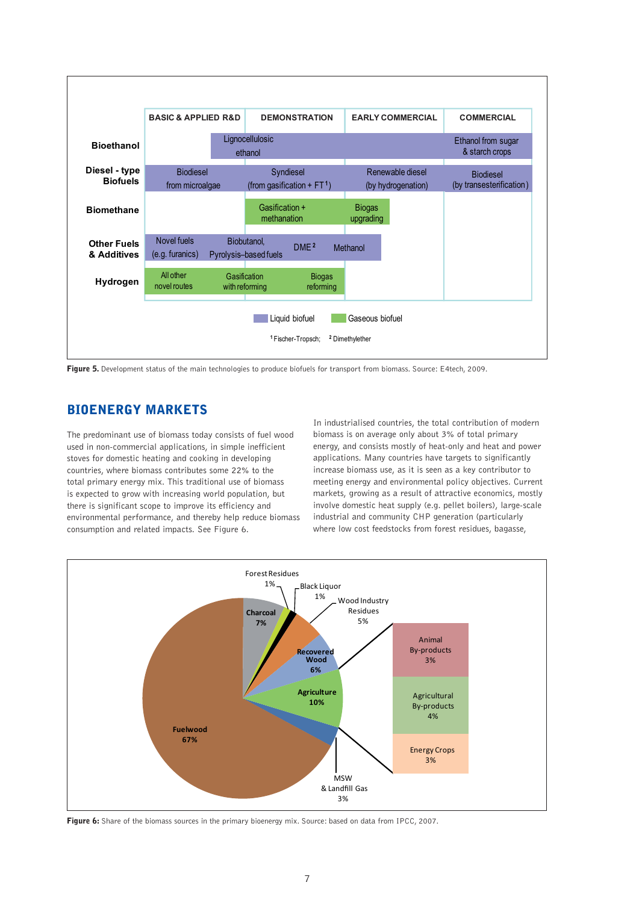| | BASIC & APPLIED R&D | DEMONSTRATION | EARLY COMMERCIAL | COMMERCIAL |
|---|---|---|---|---|
| **Bioethanol** | Lignocellulosic ethanol | | | Ethanol from sugar & starch crops |
| **Diesel - type Biofuels** | Biodiesel from microalgae | Syndiesel (from gasification + FT [1]) | Renewable diesel (by hydrogenation) | Biodiesel (by transesterification) |
| **Biomethane** | | Gasification + methanation | Biogas upgrading | |
| **Other Fuels & Additives** | Novel fuels (e.g. furanics) | Biobutanol, Pyrolysis–based fuels, DME [2] | Methanol | |
| **Hydrogen** | All other novel routes | Gasification with reforming, Biogas reforming | | |

Liquid biofuel: Bioethanol, Diesel-type Biofuels, Other Fuels & Additives. Gaseous biofuel: Biomethane, Hydrogen.

[1] Fischer-Tropsch; [2] Dimethylether

**Figure 5.** Development status of the main technologies to produce biofuels for transport from biomass. Source: E4tech, 2009.

## BIOENERGY MARKETS

The predominant use of biomass today consists of fuel wood used in non-commercial applications, in simple inefficient stoves for domestic heating and cooking in developing countries, where biomass contributes some 22% to the total primary energy mix. This traditional use of biomass is expected to grow with increasing world population, but there is significant scope to improve its efficiency and environmental performance, and thereby help reduce biomass consumption and related impacts. See Figure 6.

In industrialised countries, the total contribution of modern biomass is on average only about 3% of total primary energy, and consists mostly of heat-only and heat and power applications. Many countries have targets to significantly increase biomass use, as it is seen as a key contributor to meeting energy and environmental policy objectives. Current markets, growing as a result of attractive economics, mostly involve domestic heat supply (e.g. pellet boilers), large-scale industrial and community CHP generation (particularly where low cost feedstocks from forest residues, bagasse,

| Biomass source | Share |
|---|---|
| Fuelwood | 67% |
| Charcoal | 7% |
| Forest Residues | 1% |
| Black Liquor | 1% |
| Wood Industry Residues | 5% |
| Recovered Wood | 6% |
| Agriculture | 10% |
| – Animal By-products | 3% |
| – Agricultural By-products | 4% |
| – Energy Crops | 3% |
| MSW & Landfill Gas | 3% |

**Figure 6:** Share of the biomass sources in the primary bioenergy mix. Source: based on data from IPCC, 2007.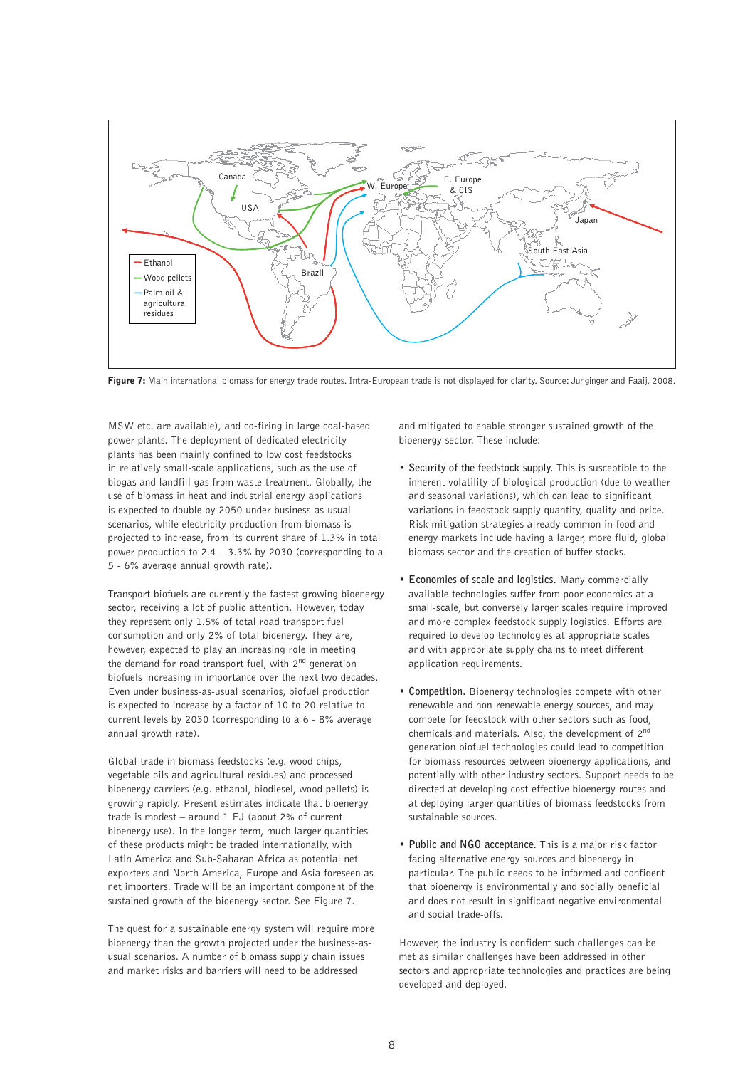**Figure 7:** Main international biomass for energy trade routes. Intra-European trade is not displayed for clarity. Source: Junginger and Faaij, 2008.

MSW etc. are available), and co-firing in large coal-based power plants. The deployment of dedicated electricity plants has been mainly confined to low cost feedstocks in relatively small-scale applications, such as the use of biogas and landfill gas from waste treatment. Globally, the use of biomass in heat and industrial energy applications is expected to double by 2050 under business-as-usual scenarios, while electricity production from biomass is projected to increase, from its current share of 1.3% in total power production to 2.4 – 3.3% by 2030 (corresponding to a 5 - 6% average annual growth rate).

Transport biofuels are currently the fastest growing bioenergy sector, receiving a lot of public attention. However, today they represent only 1.5% of total road transport fuel consumption and only 2% of total bioenergy. They are, however, expected to play an increasing role in meeting the demand for road transport fuel, with 2nd generation biofuels increasing in importance over the next two decades. Even under business-as-usual scenarios, biofuel production is expected to increase by a factor of 10 to 20 relative to current levels by 2030 (corresponding to a 6 - 8% average annual growth rate).

Global trade in biomass feedstocks (e.g. wood chips, vegetable oils and agricultural residues) and processed bioenergy carriers (e.g. ethanol, biodiesel, wood pellets) is growing rapidly. Present estimates indicate that bioenergy trade is modest – around 1 EJ (about 2% of current bioenergy use). In the longer term, much larger quantities of these products might be traded internationally, with Latin America and Sub-Saharan Africa as potential net exporters and North America, Europe and Asia foreseen as net importers. Trade will be an important component of the sustained growth of the bioenergy sector. See Figure 7.

The quest for a sustainable energy system will require more bioenergy than the growth projected under the business-as-usual scenarios. A number of biomass supply chain issues and market risks and barriers will need to be addressed and mitigated to enable stronger sustained growth of the bioenergy sector. These include:

- **Security of the feedstock supply.** This is susceptible to the inherent volatility of biological production (due to weather and seasonal variations), which can lead to significant variations in feedstock supply quantity, quality and price. Risk mitigation strategies already common in food and energy markets include having a larger, more fluid, global biomass sector and the creation of buffer stocks.

- **Economies of scale and logistics.** Many commercially available technologies suffer from poor economics at a small-scale, but conversely larger scales require improved and more complex feedstock supply logistics. Efforts are required to develop technologies at appropriate scales and with appropriate supply chains to meet different application requirements.

- **Competition.** Bioenergy technologies compete with other renewable and non-renewable energy sources, and may compete for feedstock with other sectors such as food, chemicals and materials. Also, the development of 2nd generation biofuel technologies could lead to competition for biomass resources between bioenergy applications, and potentially with other industry sectors. Support needs to be directed at developing cost-effective bioenergy routes and at deploying larger quantities of biomass feedstocks from sustainable sources.

- **Public and NGO acceptance.** This is a major risk factor facing alternative energy sources and bioenergy in particular. The public needs to be informed and confident that bioenergy is environmentally and socially beneficial and does not result in significant negative environmental and social trade-offs.

However, the industry is confident such challenges can be met as similar challenges have been addressed in other sectors and appropriate technologies and practices are being developed and deployed.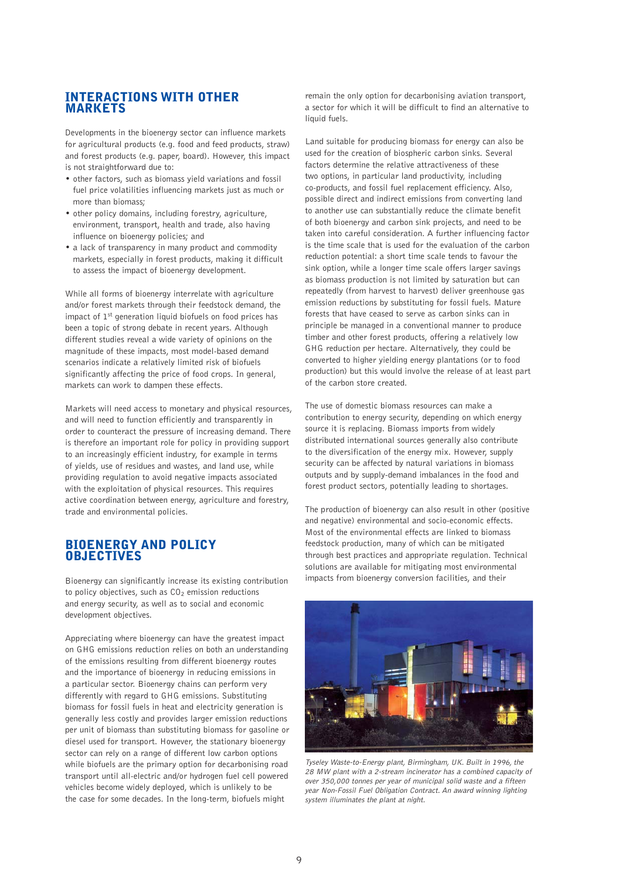## INTERACTIONS WITH OTHER MARKETS

Developments in the bioenergy sector can influence markets for agricultural products (e.g. food and feed products, straw) and forest products (e.g. paper, board). However, this impact is not straightforward due to:

- other factors, such as biomass yield variations and fossil fuel price volatilities influencing markets just as much or more than biomass;
- other policy domains, including forestry, agriculture, environment, transport, health and trade, also having influence on bioenergy policies; and
- a lack of transparency in many product and commodity markets, especially in forest products, making it difficult to assess the impact of bioenergy development.

While all forms of bioenergy interrelate with agriculture and/or forest markets through their feedstock demand, the impact of 1st generation liquid biofuels on food prices has been a topic of strong debate in recent years. Although different studies reveal a wide variety of opinions on the magnitude of these impacts, most model-based demand scenarios indicate a relatively limited risk of biofuels significantly affecting the price of food crops. In general, markets can work to dampen these effects.

Markets will need access to monetary and physical resources, and will need to function efficiently and transparently in order to counteract the pressure of increasing demand. There is therefore an important role for policy in providing support to an increasingly efficient industry, for example in terms of yields, use of residues and wastes, and land use, while providing regulation to avoid negative impacts associated with the exploitation of physical resources. This requires active coordination between energy, agriculture and forestry, trade and environmental policies.

## BIOENERGY AND POLICY OBJECTIVES

Bioenergy can significantly increase its existing contribution to policy objectives, such as $CO_2$ emission reductions and energy security, as well as to social and economic development objectives.

Appreciating where bioenergy can have the greatest impact on GHG emissions reduction relies on both an understanding of the emissions resulting from different bioenergy routes and the importance of bioenergy in reducing emissions in a particular sector. Bioenergy chains can perform very differently with regard to GHG emissions. Substituting biomass for fossil fuels in heat and electricity generation is generally less costly and provides larger emission reductions per unit of biomass than substituting biomass for gasoline or diesel used for transport. However, the stationary bioenergy sector can rely on a range of different low carbon options while biofuels are the primary option for decarbonising road transport until all-electric and/or hydrogen fuel cell powered vehicles become widely deployed, which is unlikely to be the case for some decades. In the long-term, biofuels might remain the only option for decarbonising aviation transport, a sector for which it will be difficult to find an alternative to liquid fuels.

Land suitable for producing biomass for energy can also be used for the creation of biospheric carbon sinks. Several factors determine the relative attractiveness of these two options, in particular land productivity, including co-products, and fossil fuel replacement efficiency. Also, possible direct and indirect emissions from converting land to another use can substantially reduce the climate benefit of both bioenergy and carbon sink projects, and need to be taken into careful consideration. A further influencing factor is the time scale that is used for the evaluation of the carbon reduction potential: a short time scale tends to favour the sink option, while a longer time scale offers larger savings as biomass production is not limited by saturation but can repeatedly (from harvest to harvest) deliver greenhouse gas emission reductions by substituting for fossil fuels. Mature forests that have ceased to serve as carbon sinks can in principle be managed in a conventional manner to produce timber and other forest products, offering a relatively low GHG reduction per hectare. Alternatively, they could be converted to higher yielding energy plantations (or to food production) but this would involve the release of at least part of the carbon store created.

The use of domestic biomass resources can make a contribution to energy security, depending on which energy source it is replacing. Biomass imports from widely distributed international sources generally also contribute to the diversification of the energy mix. However, supply security can be affected by natural variations in biomass outputs and by supply-demand imbalances in the food and forest product sectors, potentially leading to shortages.

The production of bioenergy can also result in other (positive and negative) environmental and socio-economic effects. Most of the environmental effects are linked to biomass feedstock production, many of which can be mitigated through best practices and appropriate regulation. Technical solutions are available for mitigating most environmental impacts from bioenergy conversion facilities, and their

*Tyseley Waste-to-Energy plant, Birmingham, UK. Built in 1996, the 28 MW plant with a 2-stream incinerator has a combined capacity of over 350,000 tonnes per year of municipal solid waste and a fifteen year Non-Fossil Fuel Obligation Contract. An award winning lighting system illuminates the plant at night.*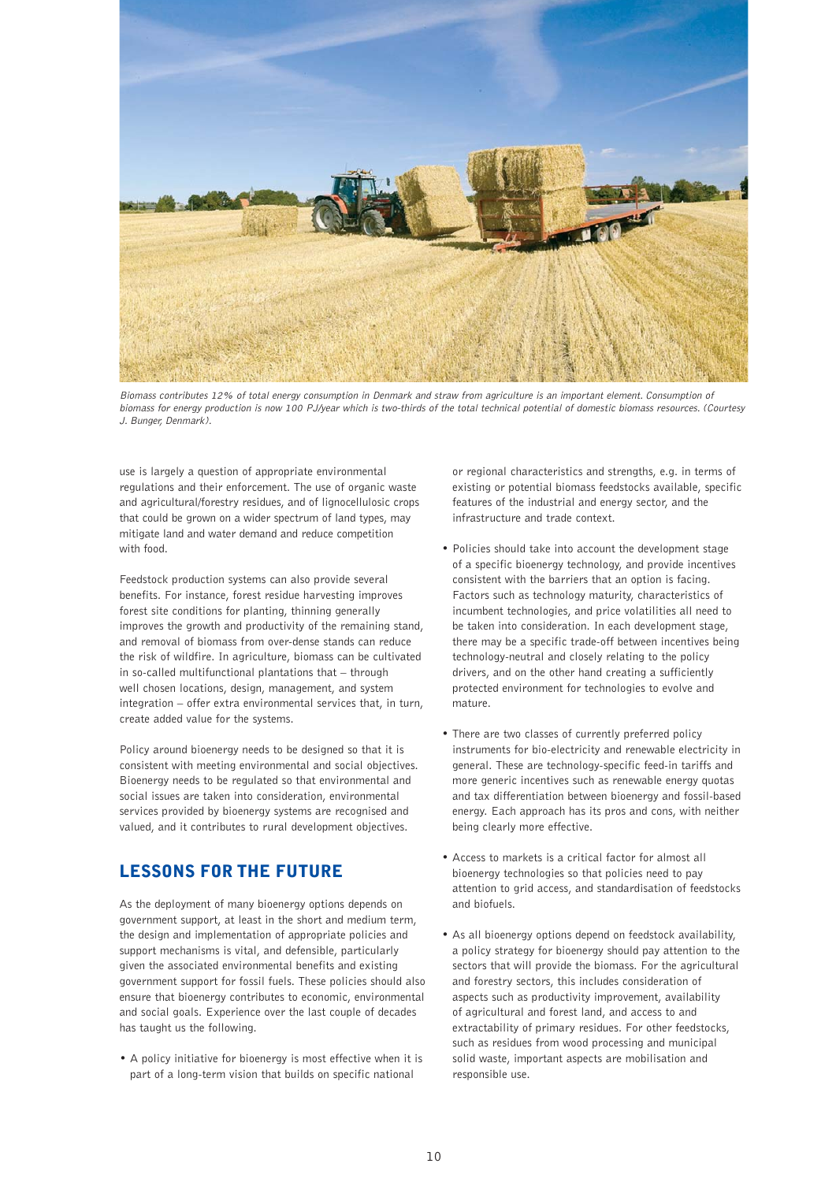*Biomass contributes 12% of total energy consumption in Denmark and straw from agriculture is an important element. Consumption of biomass for energy production is now 100 PJ/year which is two-thirds of the total technical potential of domestic biomass resources. (Courtesy J. Bunger, Denmark).*

use is largely a question of appropriate environmental regulations and their enforcement. The use of organic waste and agricultural/forestry residues, and of lignocellulosic crops that could be grown on a wider spectrum of land types, may mitigate land and water demand and reduce competition with food.

Feedstock production systems can also provide several benefits. For instance, forest residue harvesting improves forest site conditions for planting, thinning generally improves the growth and productivity of the remaining stand, and removal of biomass from over-dense stands can reduce the risk of wildfire. In agriculture, biomass can be cultivated in so-called multifunctional plantations that – through well chosen locations, design, management, and system integration – offer extra environmental services that, in turn, create added value for the systems.

Policy around bioenergy needs to be designed so that it is consistent with meeting environmental and social objectives. Bioenergy needs to be regulated so that environmental and social issues are taken into consideration, environmental services provided by bioenergy systems are recognised and valued, and it contributes to rural development objectives.

## LESSONS FOR THE FUTURE

As the deployment of many bioenergy options depends on government support, at least in the short and medium term, the design and implementation of appropriate policies and support mechanisms is vital, and defensible, particularly given the associated environmental benefits and existing government support for fossil fuels. These policies should also ensure that bioenergy contributes to economic, environmental and social goals. Experience over the last couple of decades has taught us the following.

- A policy initiative for bioenergy is most effective when it is part of a long-term vision that builds on specific national or regional characteristics and strengths, e.g. in terms of existing or potential biomass feedstocks available, specific features of the industrial and energy sector, and the infrastructure and trade context.
- Policies should take into account the development stage of a specific bioenergy technology, and provide incentives consistent with the barriers that an option is facing. Factors such as technology maturity, characteristics of incumbent technologies, and price volatilities all need to be taken into consideration. In each development stage, there may be a specific trade-off between incentives being technology-neutral and closely relating to the policy drivers, and on the other hand creating a sufficiently protected environment for technologies to evolve and mature.
- There are two classes of currently preferred policy instruments for bio-electricity and renewable electricity in general. These are technology-specific feed-in tariffs and more generic incentives such as renewable energy quotas and tax differentiation between bioenergy and fossil-based energy. Each approach has its pros and cons, with neither being clearly more effective.
- Access to markets is a critical factor for almost all bioenergy technologies so that policies need to pay attention to grid access, and standardisation of feedstocks and biofuels.
- As all bioenergy options depend on feedstock availability, a policy strategy for bioenergy should pay attention to the sectors that will provide the biomass. For the agricultural and forestry sectors, this includes consideration of aspects such as productivity improvement, availability of agricultural and forest land, and access to and extractability of primary residues. For other feedstocks, such as residues from wood processing and municipal solid waste, important aspects are mobilisation and responsible use.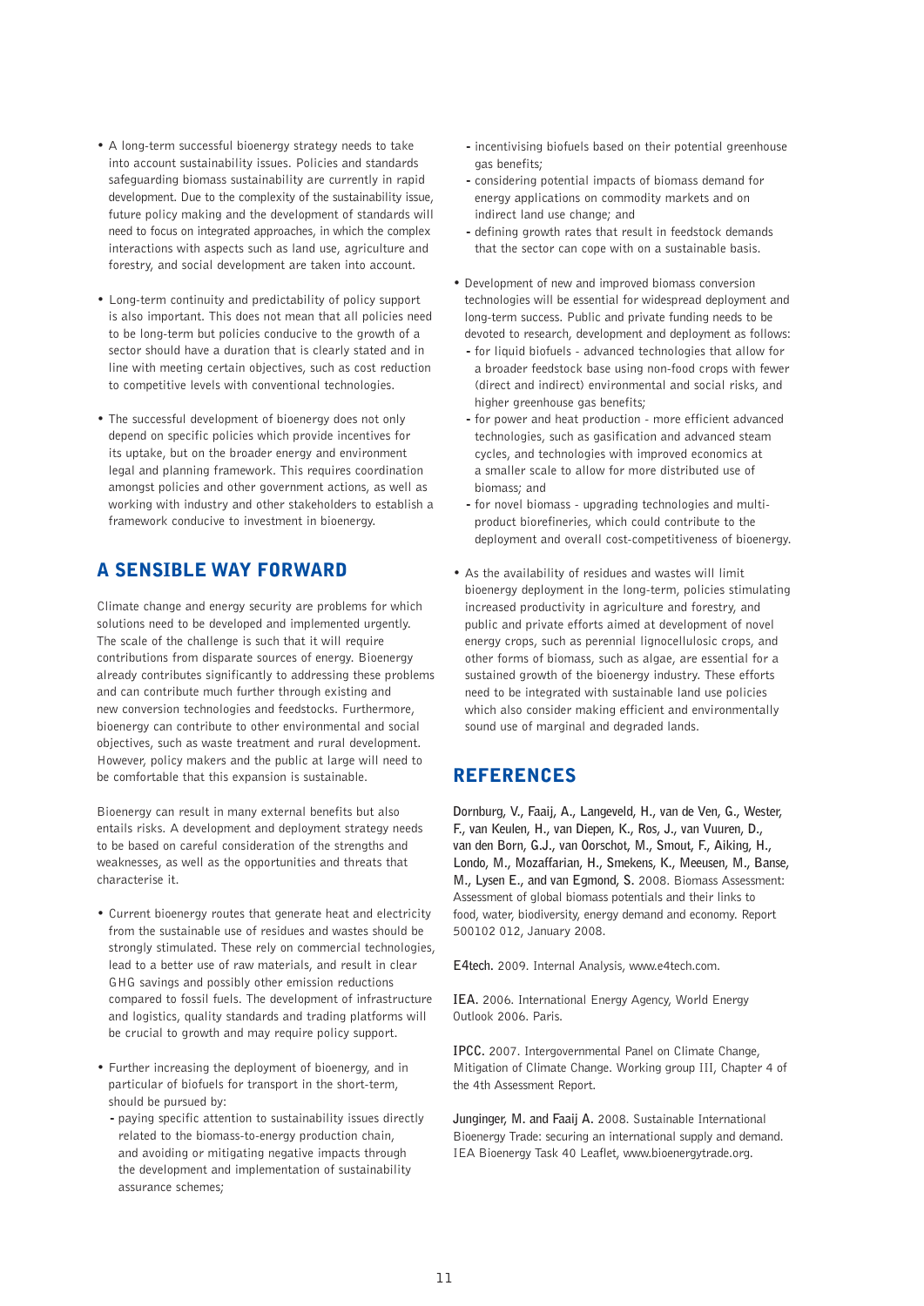- A long-term successful bioenergy strategy needs to take into account sustainability issues. Policies and standards safeguarding biomass sustainability are currently in rapid development. Due to the complexity of the sustainability issue, future policy making and the development of standards will need to focus on integrated approaches, in which the complex interactions with aspects such as land use, agriculture and forestry, and social development are taken into account.

- Long-term continuity and predictability of policy support is also important. This does not mean that all policies need to be long-term but policies conducive to the growth of a sector should have a duration that is clearly stated and in line with meeting certain objectives, such as cost reduction to competitive levels with conventional technologies.

- The successful development of bioenergy does not only depend on specific policies which provide incentives for its uptake, but on the broader energy and environment legal and planning framework. This requires coordination amongst policies and other government actions, as well as working with industry and other stakeholders to establish a framework conducive to investment in bioenergy.

## A SENSIBLE WAY FORWARD

Climate change and energy security are problems for which solutions need to be developed and implemented urgently. The scale of the challenge is such that it will require contributions from disparate sources of energy. Bioenergy already contributes significantly to addressing these problems and can contribute much further through existing and new conversion technologies and feedstocks. Furthermore, bioenergy can contribute to other environmental and social objectives, such as waste treatment and rural development. However, policy makers and the public at large will need to be comfortable that this expansion is sustainable.

Bioenergy can result in many external benefits but also entails risks. A development and deployment strategy needs to be based on careful consideration of the strengths and weaknesses, as well as the opportunities and threats that characterise it.

- Current bioenergy routes that generate heat and electricity from the sustainable use of residues and wastes should be strongly stimulated. These rely on commercial technologies, lead to a better use of raw materials, and result in clear GHG savings and possibly other emission reductions compared to fossil fuels. The development of infrastructure and logistics, quality standards and trading platforms will be crucial to growth and may require policy support.

- Further increasing the deployment of bioenergy, and in particular of biofuels for transport in the short-term, should be pursued by:
  - paying specific attention to sustainability issues directly related to the biomass-to-energy production chain, and avoiding or mitigating negative impacts through the development and implementation of sustainability assurance schemes;
  - incentivising biofuels based on their potential greenhouse gas benefits;
  - considering potential impacts of biomass demand for energy applications on commodity markets and on indirect land use change; and
  - defining growth rates that result in feedstock demands that the sector can cope with on a sustainable basis.

- Development of new and improved biomass conversion technologies will be essential for widespread deployment and long-term success. Public and private funding needs to be devoted to research, development and deployment as follows:
  - for liquid biofuels - advanced technologies that allow for a broader feedstock base using non-food crops with fewer (direct and indirect) environmental and social risks, and higher greenhouse gas benefits;
  - for power and heat production - more efficient advanced technologies, such as gasification and advanced steam cycles, and technologies with improved economics at a smaller scale to allow for more distributed use of biomass; and
  - for novel biomass - upgrading technologies and multi-product biorefineries, which could contribute to the deployment and overall cost-competitiveness of bioenergy.

- As the availability of residues and wastes will limit bioenergy deployment in the long-term, policies stimulating increased productivity in agriculture and forestry, and public and private efforts aimed at development of novel energy crops, such as perennial lignocellulosic crops, and other forms of biomass, such as algae, are essential for a sustained growth of the bioenergy industry. These efforts need to be integrated with sustainable land use policies which also consider making efficient and environmentally sound use of marginal and degraded lands.

## REFERENCES

**Dornburg, V., Faaij, A., Langeveld, H., van de Ven, G., Wester, F., van Keulen, H., van Diepen, K., Ros, J., van Vuuren, D., van den Born, G.J., van Oorschot, M., Smout, F., Aiking, H., Londo, M., Mozaffarian, H., Smekens, K., Meeusen, M., Banse, M., Lysen E., and van Egmond, S.** 2008. Biomass Assessment: Assessment of global biomass potentials and their links to food, water, biodiversity, energy demand and economy. Report 500102 012, January 2008.

**E4tech.** 2009. Internal Analysis, www.e4tech.com.

**IEA.** 2006. International Energy Agency, World Energy Outlook 2006. Paris.

**IPCC.** 2007. Intergovernmental Panel on Climate Change, Mitigation of Climate Change. Working group III, Chapter 4 of the 4th Assessment Report.

**Junginger, M. and Faaij A.** 2008. Sustainable International Bioenergy Trade: securing an international supply and demand. IEA Bioenergy Task 40 Leaflet, www.bioenergytrade.org.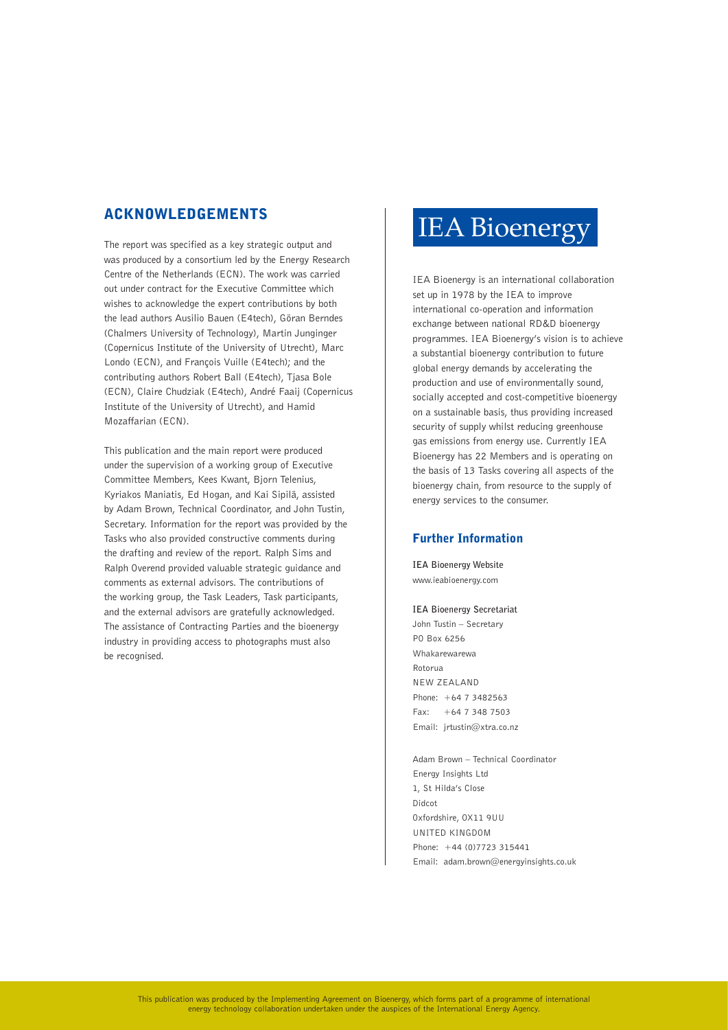## ACKNOWLEDGEMENTS

The report was specified as a key strategic output and was produced by a consortium led by the Energy Research Centre of the Netherlands (ECN). The work was carried out under contract for the Executive Committee which wishes to acknowledge the expert contributions by both the lead authors Ausilio Bauen (E4tech), Göran Berndes (Chalmers University of Technology), Martin Junginger (Copernicus Institute of the University of Utrecht), Marc Londo (ECN), and François Vuille (E4tech); and the contributing authors Robert Ball (E4tech), Tjasa Bole (ECN), Claire Chudziak (E4tech), André Faaij (Copernicus Institute of the University of Utrecht), and Hamid Mozaffarian (ECN).

This publication and the main report were produced under the supervision of a working group of Executive Committee Members, Kees Kwant, Bjorn Telenius, Kyriakos Maniatis, Ed Hogan, and Kai Sipilä, assisted by Adam Brown, Technical Coordinator, and John Tustin, Secretary. Information for the report was provided by the Tasks who also provided constructive comments during the drafting and review of the report. Ralph Sims and Ralph Overend provided valuable strategic guidance and comments as external advisors. The contributions of the working group, the Task Leaders, Task participants, and the external advisors are gratefully acknowledged. The assistance of Contracting Parties and the bioenergy industry in providing access to photographs must also be recognised.

# IEA Bioenergy

IEA Bioenergy is an international collaboration set up in 1978 by the IEA to improve international co-operation and information exchange between national RD&D bioenergy programmes. IEA Bioenergy's vision is to achieve a substantial bioenergy contribution to future global energy demands by accelerating the production and use of environmentally sound, socially accepted and cost-competitive bioenergy on a sustainable basis, thus providing increased security of supply whilst reducing greenhouse gas emissions from energy use. Currently IEA Bioenergy has 22 Members and is operating on the basis of 13 Tasks covering all aspects of the bioenergy chain, from resource to the supply of energy services to the consumer.

## Further Information

**IEA Bioenergy Website**
www.ieabioenergy.com

**IEA Bioenergy Secretariat**
John Tustin – Secretary
PO Box 6256
Whakarewarewa
Rotorua
NEW ZEALAND
Phone: +64 7 3482563
Fax: +64 7 348 7503
Email: jrtustin@xtra.co.nz

Adam Brown – Technical Coordinator
Energy Insights Ltd
1, St Hilda's Close
Didcot
Oxfordshire, OX11 9UU
UNITED KINGDOM
Phone: +44 (0)7723 315441
Email: adam.brown@energyinsights.co.uk

This publication was produced by the Implementing Agreement on Bioenergy, which forms part of a programme of international energy technology collaboration undertaken under the auspices of the International Energy Agency.